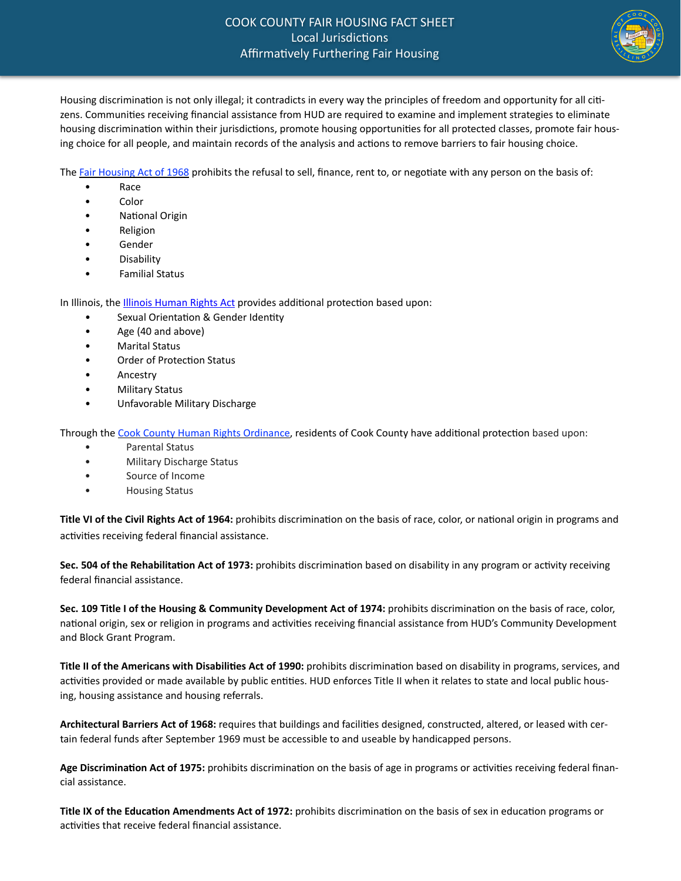# COOK COUNTY FAIR HOUSING FACT SHEET

## Local Jurisdictions

## Affirmatively Furthering Fair Housing

Housing discrimination is not only illegal; it contradicts in every way the principles of freedom and opportunity for all citizens. Communities receiving financial assistance from HUD are required to examine and implement strategies to eliminate housing discrimination within their jurisdictions, promote housing opportunities for all protected classes, promote fair housing choice for all people, and maintain records of the analysis and actions to remove barriers to fair housing choice.

The Fair Housing Act of 1968 prohibits the refusal to sell, finance, rent to, or negotiate with any person on the basis of:

- Race
- Color
- National Origin
- Religion
- Gender
- Disability
- Familial Status

In Illinois, the Illinois Human Rights Act provides additional protection based upon:

- Sexual Orientation & Gender Identity
- Age (40 and above)
- Marital Status
- Order of Protection Status
- Ancestry
- Military Status
- Unfavorable Military Discharge

Through the Cook County Human Rights Ordinance, residents of Cook County have additional protection based upon:

- Parental Status
- Military Discharge Status
- Source of Income
- Housing Status

**Title VI of the Civil Rights Act of 1964:** prohibits discrimination on the basis of race, color, or national origin in programs and activities receiving federal financial assistance.

**Sec. 504 of the Rehabilitation Act of 1973:** prohibits discrimination based on disability in any program or activity receiving federal financial assistance.

**Sec. 109 Title I of the Housing & Community Development Act of 1974:** prohibits discrimination on the basis of race, color, national origin, sex or religion in programs and activities receiving financial assistance from HUD's Community Development and Block Grant Program.

**Title II of the Americans with Disabilities Act of 1990:** prohibits discrimination based on disability in programs, services, and activities provided or made available by public entities. HUD enforces Title II when it relates to state and local public housing, housing assistance and housing referrals.

**Architectural Barriers Act of 1968:** requires that buildings and facilities designed, constructed, altered, or leased with certain federal funds after September 1969 must be accessible to and useable by handicapped persons.

**Age Discrimination Act of 1975:** prohibits discrimination on the basis of age in programs or activities receiving federal financial assistance.

**Title IX of the Education Amendments Act of 1972:** prohibits discrimination on the basis of sex in education programs or activities that receive federal financial assistance.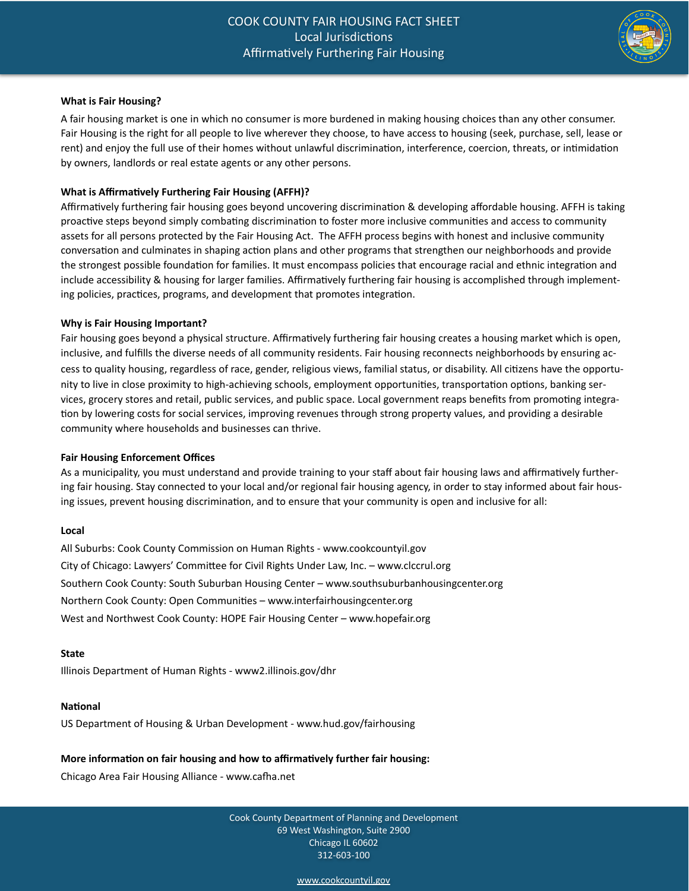# COOK COUNTY FAIR HOUSING FACT SHEET
## Local Jurisdictions
## Affirmatively Furthering Fair Housing

**What is Fair Housing?**

A fair housing market is one in which no consumer is more burdened in making housing choices than any other consumer. Fair Housing is the right for all people to live wherever they choose, to have access to housing (seek, purchase, sell, lease or rent) and enjoy the full use of their homes without unlawful discrimination, interference, coercion, threats, or intimidation by owners, landlords or real estate agents or any other persons.

**What is Affirmatively Furthering Fair Housing (AFFH)?**

Affirmatively furthering fair housing goes beyond uncovering discrimination & developing affordable housing. AFFH is taking proactive steps beyond simply combating discrimination to foster more inclusive communities and access to community assets for all persons protected by the Fair Housing Act. The AFFH process begins with honest and inclusive community conversation and culminates in shaping action plans and other programs that strengthen our neighborhoods and provide the strongest possible foundation for families. It must encompass policies that encourage racial and ethnic integration and include accessibility & housing for larger families. Affirmatively furthering fair housing is accomplished through implementing policies, practices, programs, and development that promotes integration.

**Why is Fair Housing Important?**

Fair housing goes beyond a physical structure. Affirmatively furthering fair housing creates a housing market which is open, inclusive, and fulfills the diverse needs of all community residents. Fair housing reconnects neighborhoods by ensuring access to quality housing, regardless of race, gender, religious views, familial status, or disability. All citizens have the opportunity to live in close proximity to high-achieving schools, employment opportunities, transportation options, banking services, grocery stores and retail, public services, and public space. Local government reaps benefits from promoting integration by lowering costs for social services, improving revenues through strong property values, and providing a desirable community where households and businesses can thrive.

**Fair Housing Enforcement Offices**

As a municipality, you must understand and provide training to your staff about fair housing laws and affirmatively furthering fair housing. Stay connected to your local and/or regional fair housing agency, in order to stay informed about fair housing issues, prevent housing discrimination, and to ensure that your community is open and inclusive for all:

**Local**

All Suburbs: Cook County Commission on Human Rights - www.cookcountyil.gov

City of Chicago: Lawyers' Committee for Civil Rights Under Law, Inc. – www.clccrul.org

Southern Cook County: South Suburban Housing Center – www.southsuburbanhousingcenter.org

Northern Cook County: Open Communities – www.interfairhousingcenter.org

West and Northwest Cook County: HOPE Fair Housing Center – www.hopefair.org

**State**

Illinois Department of Human Rights - www2.illinois.gov/dhr

**National**

US Department of Housing & Urban Development - www.hud.gov/fairhousing

**More information on fair housing and how to affirmatively further fair housing:**

Chicago Area Fair Housing Alliance - www.cafha.net

Cook County Department of Planning and Development
69 West Washington, Suite 2900
Chicago IL 60602
312-603-100

www.cookcountyil.gov